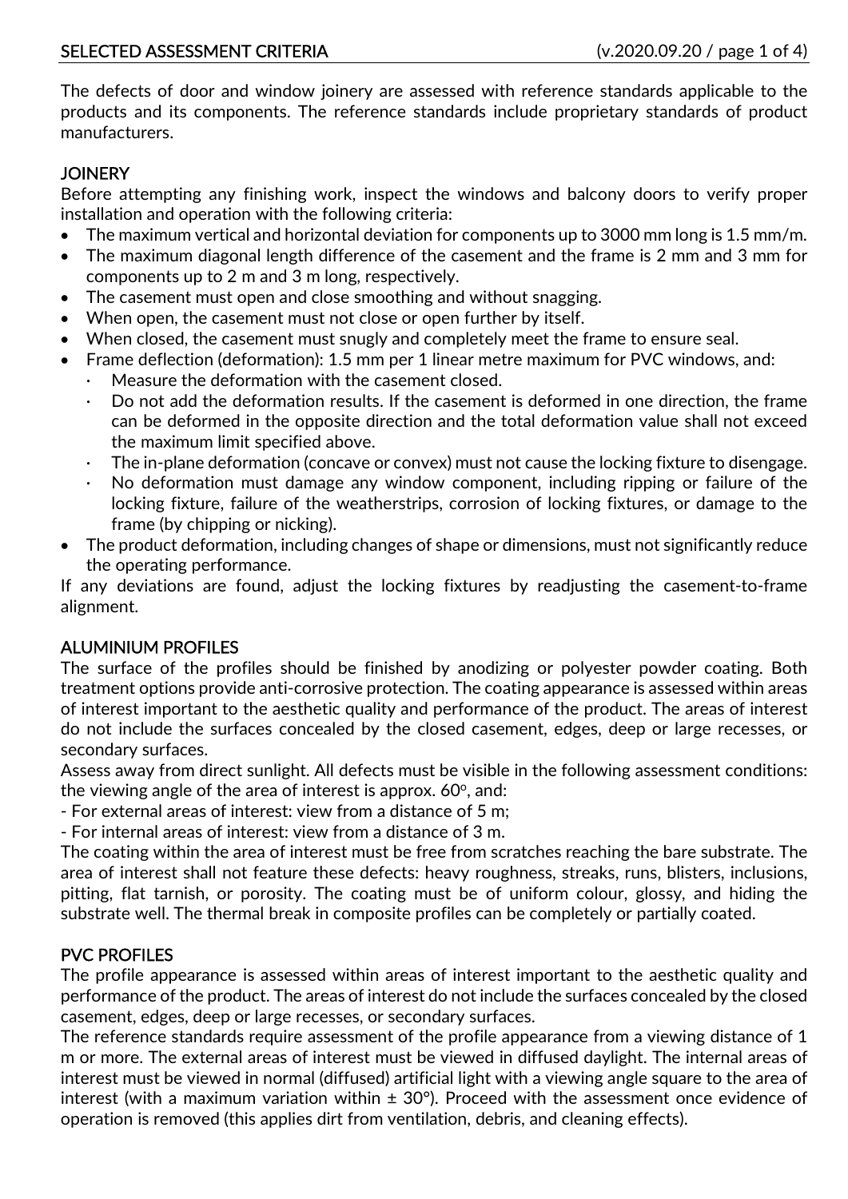# SELECTED ASSESSMENT CRITERIA

The defects of door and window joinery are assessed with reference standards applicable to the products and its components. The reference standards include proprietary standards of product manufacturers.

## JOINERY

Before attempting any finishing work, inspect the windows and balcony doors to verify proper installation and operation with the following criteria:

- The maximum vertical and horizontal deviation for components up to 3000 mm long is 1.5 mm/m.
- The maximum diagonal length difference of the casement and the frame is 2 mm and 3 mm for components up to 2 m and 3 m long, respectively.
- The casement must open and close smoothing and without snagging.
- When open, the casement must not close or open further by itself.
- When closed, the casement must snugly and completely meet the frame to ensure seal.
- Frame deflection (deformation): 1.5 mm per 1 linear metre maximum for PVC windows, and:
  - Measure the deformation with the casement closed.
  - Do not add the deformation results. If the casement is deformed in one direction, the frame can be deformed in the opposite direction and the total deformation value shall not exceed the maximum limit specified above.
  - The in-plane deformation (concave or convex) must not cause the locking fixture to disengage.
  - No deformation must damage any window component, including ripping or failure of the locking fixture, failure of the weatherstrips, corrosion of locking fixtures, or damage to the frame (by chipping or nicking).
- The product deformation, including changes of shape or dimensions, must not significantly reduce the operating performance.

If any deviations are found, adjust the locking fixtures by readjusting the casement-to-frame alignment.

## ALUMINIUM PROFILES

The surface of the profiles should be finished by anodizing or polyester powder coating. Both treatment options provide anti-corrosive protection. The coating appearance is assessed within areas of interest important to the aesthetic quality and performance of the product. The areas of interest do not include the surfaces concealed by the closed casement, edges, deep or large recesses, or secondary surfaces.

Assess away from direct sunlight. All defects must be visible in the following assessment conditions: the viewing angle of the area of interest is approx. 60°, and:

- For external areas of interest: view from a distance of 5 m;
- For internal areas of interest: view from a distance of 3 m.

The coating within the area of interest must be free from scratches reaching the bare substrate. The area of interest shall not feature these defects: heavy roughness, streaks, runs, blisters, inclusions, pitting, flat tarnish, or porosity. The coating must be of uniform colour, glossy, and hiding the substrate well. The thermal break in composite profiles can be completely or partially coated.

## PVC PROFILES

The profile appearance is assessed within areas of interest important to the aesthetic quality and performance of the product. The areas of interest do not include the surfaces concealed by the closed casement, edges, deep or large recesses, or secondary surfaces.

The reference standards require assessment of the profile appearance from a viewing distance of 1 m or more. The external areas of interest must be viewed in diffused daylight. The internal areas of interest must be viewed in normal (diffused) artificial light with a viewing angle square to the area of interest (with a maximum variation within ± 30°). Proceed with the assessment once evidence of operation is removed (this applies dirt from ventilation, debris, and cleaning effects).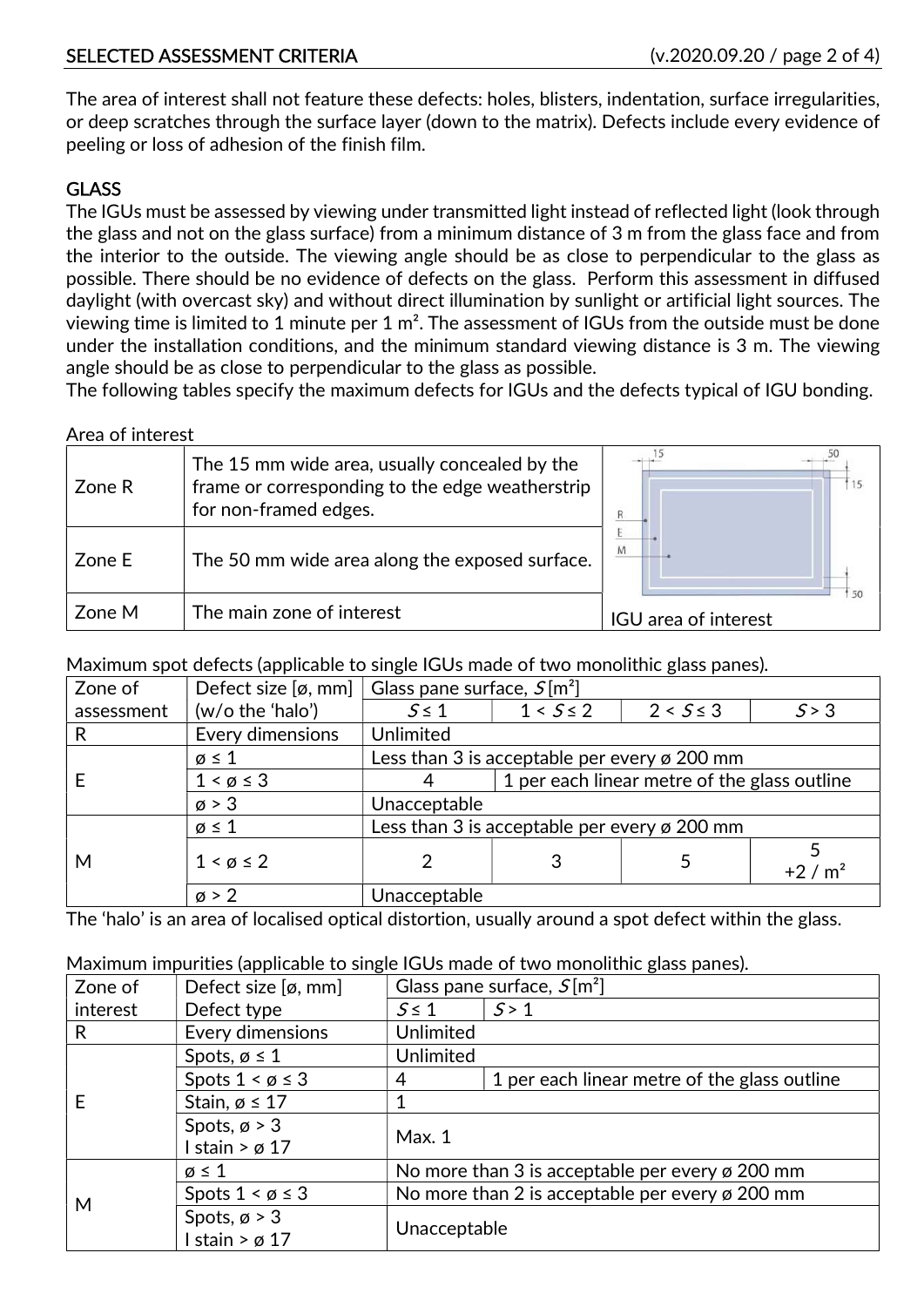The area of interest shall not feature these defects: holes, blisters, indentation, surface irregularities, or deep scratches through the surface layer (down to the matrix). Defects include every evidence of peeling or loss of adhesion of the finish film.

## GLASS

The IGUs must be assessed by viewing under transmitted light instead of reflected light (look through the glass and not on the glass surface) from a minimum distance of 3 m from the glass face and from the interior to the outside. The viewing angle should be as close to perpendicular to the glass as possible. There should be no evidence of defects on the glass. Perform this assessment in diffused daylight (with overcast sky) and without direct illumination by sunlight or artificial light sources. The viewing time is limited to 1 minute per 1 m². The assessment of IGUs from the outside must be done under the installation conditions, and the minimum standard viewing distance is 3 m. The viewing angle should be as close to perpendicular to the glass as possible.

The following tables specify the maximum defects for IGUs and the defects typical of IGU bonding.

Area of interest

| | | |
|---|---|---|
| Zone R | The 15 mm wide area, usually concealed by the frame or corresponding to the edge weatherstrip for non-framed edges. | |
| Zone E | The 50 mm wide area along the exposed surface. | |
| Zone M | The main zone of interest | IGU area of interest |

Maximum spot defects (applicable to single IGUs made of two monolithic glass panes).

| Zone of assessment | Defect size [ø, mm] (w/o the 'halo') | Glass pane surface, $S$ [m²] | | | |
|---|---|---|---|---|---|
| | | $S \leq 1$ | $1 < S \leq 2$ | $2 < S \leq 3$ | $S > 3$ |
| R | Every dimensions | Unlimited | | | |
| E | ø ≤ 1 | Less than 3 is acceptable per every ø 200 mm | | | |
| | 1 < ø ≤ 3 | 4 | 1 per each linear metre of the glass outline | | |
| | ø > 3 | Unacceptable | | | |
| M | ø ≤ 1 | Less than 3 is acceptable per every ø 200 mm | | | |
| | 1 < ø ≤ 2 | 2 | 3 | 5 | 5 +2 / m² |
| | ø > 2 | Unacceptable | | | |

The 'halo' is an area of localised optical distortion, usually around a spot defect within the glass.

Maximum impurities (applicable to single IGUs made of two monolithic glass panes).

| Zone of interest | Defect size [ø, mm] Defect type | Glass pane surface, $S$ [m²] | |
|---|---|---|---|
| | | $S \leq 1$ | $S > 1$ |
| R | Every dimensions | Unlimited | |
| E | Spots, ø ≤ 1 | Unlimited | |
| | Spots 1 < ø ≤ 3 | 4 | 1 per each linear metre of the glass outline |
| | Stain, ø ≤ 17 | 1 | |
| | Spots, ø > 3<br>I stain > ø 17 | Max. 1 | |
| M | ø ≤ 1 | No more than 3 is acceptable per every ø 200 mm | |
| | Spots 1 < ø ≤ 3 | No more than 2 is acceptable per every ø 200 mm | |
| | Spots, ø > 3<br>I stain > ø 17 | Unacceptable | |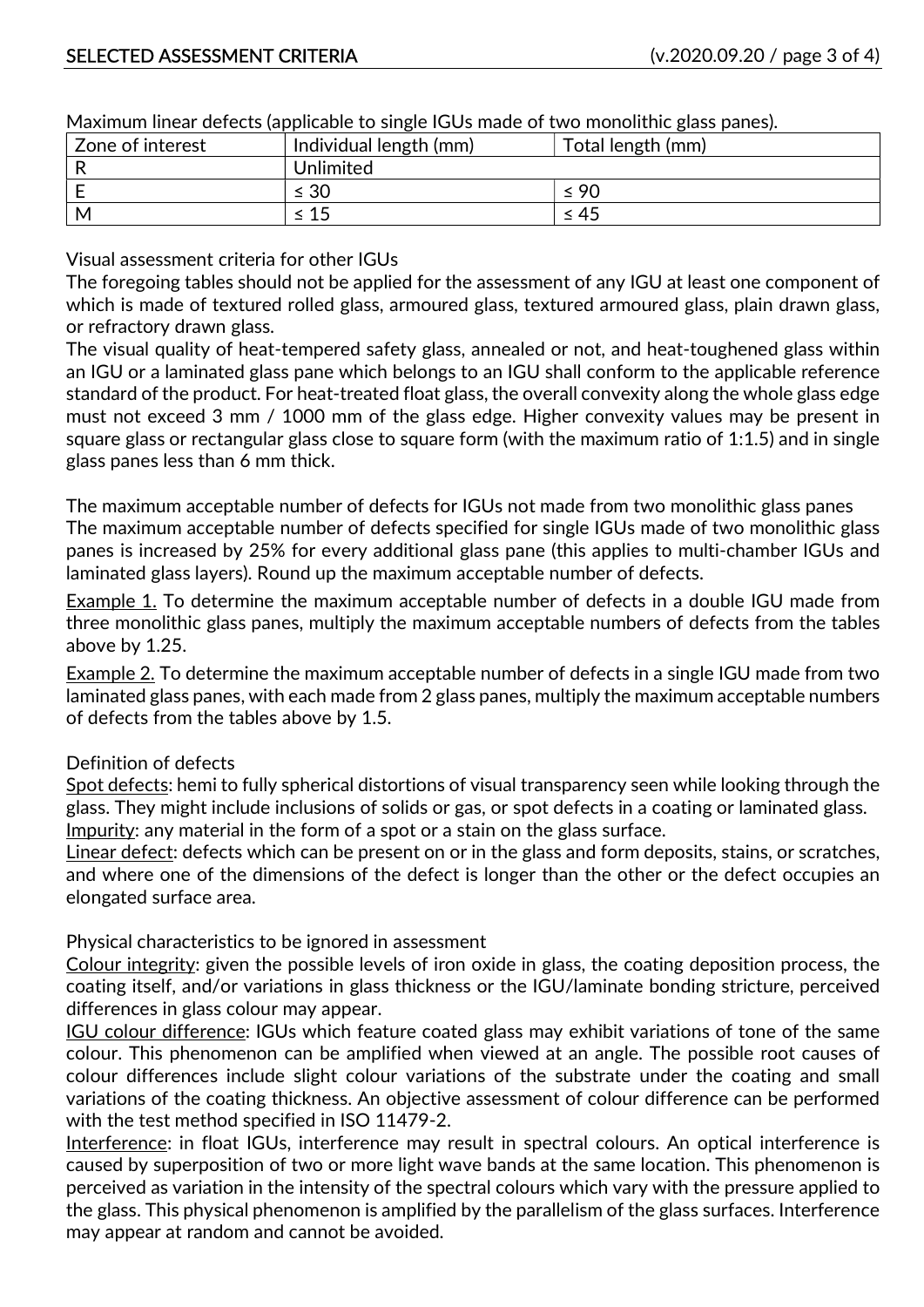Maximum linear defects (applicable to single IGUs made of two monolithic glass panes).

| Zone of interest | Individual length (mm) | Total length (mm) |
|---|---|---|
| R | Unlimited | |
| E | ≤ 30 | ≤ 90 |
| M | ≤ 15 | ≤ 45 |

Visual assessment criteria for other IGUs

The foregoing tables should not be applied for the assessment of any IGU at least one component of which is made of textured rolled glass, armoured glass, textured armoured glass, plain drawn glass, or refractory drawn glass.

The visual quality of heat-tempered safety glass, annealed or not, and heat-toughened glass within an IGU or a laminated glass pane which belongs to an IGU shall conform to the applicable reference standard of the product. For heat-treated float glass, the overall convexity along the whole glass edge must not exceed 3 mm / 1000 mm of the glass edge. Higher convexity values may be present in square glass or rectangular glass close to square form (with the maximum ratio of 1:1.5) and in single glass panes less than 6 mm thick.

The maximum acceptable number of defects for IGUs not made from two monolithic glass panes

The maximum acceptable number of defects specified for single IGUs made of two monolithic glass panes is increased by 25% for every additional glass pane (this applies to multi-chamber IGUs and laminated glass layers). Round up the maximum acceptable number of defects.

Example 1. To determine the maximum acceptable number of defects in a double IGU made from three monolithic glass panes, multiply the maximum acceptable numbers of defects from the tables above by 1.25.

Example 2. To determine the maximum acceptable number of defects in a single IGU made from two laminated glass panes, with each made from 2 glass panes, multiply the maximum acceptable numbers of defects from the tables above by 1.5.

Definition of defects

Spot defects: hemi to fully spherical distortions of visual transparency seen while looking through the glass. They might include inclusions of solids or gas, or spot defects in a coating or laminated glass.

Impurity: any material in the form of a spot or a stain on the glass surface.

Linear defect: defects which can be present on or in the glass and form deposits, stains, or scratches, and where one of the dimensions of the defect is longer than the other or the defect occupies an elongated surface area.

Physical characteristics to be ignored in assessment

Colour integrity: given the possible levels of iron oxide in glass, the coating deposition process, the coating itself, and/or variations in glass thickness or the IGU/laminate bonding stricture, perceived differences in glass colour may appear.

IGU colour difference: IGUs which feature coated glass may exhibit variations of tone of the same colour. This phenomenon can be amplified when viewed at an angle. The possible root causes of colour differences include slight colour variations of the substrate under the coating and small variations of the coating thickness. An objective assessment of colour difference can be performed with the test method specified in ISO 11479-2.

Interference: in float IGUs, interference may result in spectral colours. An optical interference is caused by superposition of two or more light wave bands at the same location. This phenomenon is perceived as variation in the intensity of the spectral colours which vary with the pressure applied to the glass. This physical phenomenon is amplified by the parallelism of the glass surfaces. Interference may appear at random and cannot be avoided.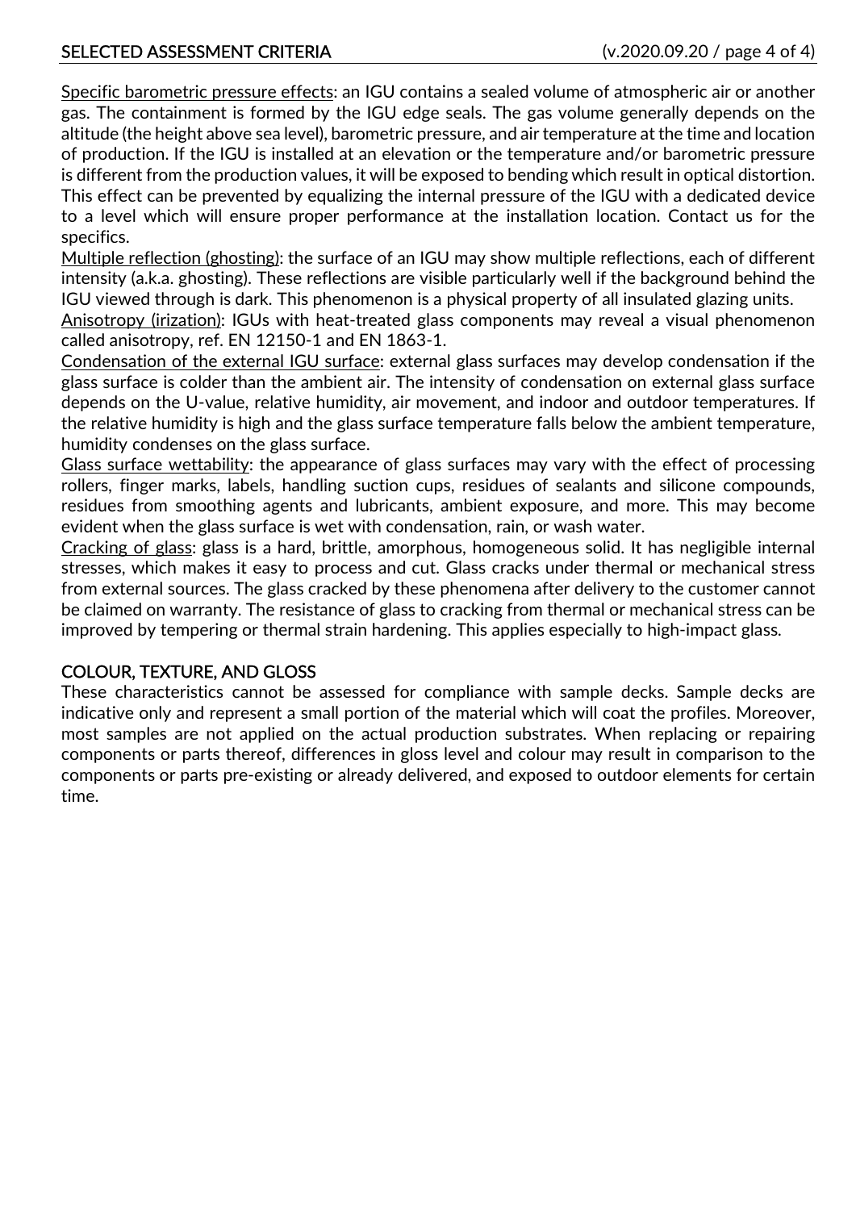Specific barometric pressure effects: an IGU contains a sealed volume of atmospheric air or another gas. The containment is formed by the IGU edge seals. The gas volume generally depends on the altitude (the height above sea level), barometric pressure, and air temperature at the time and location of production. If the IGU is installed at an elevation or the temperature and/or barometric pressure is different from the production values, it will be exposed to bending which result in optical distortion. This effect can be prevented by equalizing the internal pressure of the IGU with a dedicated device to a level which will ensure proper performance at the installation location. Contact us for the specifics.

Multiple reflection (ghosting): the surface of an IGU may show multiple reflections, each of different intensity (a.k.a. ghosting). These reflections are visible particularly well if the background behind the IGU viewed through is dark. This phenomenon is a physical property of all insulated glazing units.

Anisotropy (irization): IGUs with heat-treated glass components may reveal a visual phenomenon called anisotropy, ref. EN 12150-1 and EN 1863-1.

Condensation of the external IGU surface: external glass surfaces may develop condensation if the glass surface is colder than the ambient air. The intensity of condensation on external glass surface depends on the U-value, relative humidity, air movement, and indoor and outdoor temperatures. If the relative humidity is high and the glass surface temperature falls below the ambient temperature, humidity condenses on the glass surface.

Glass surface wettability: the appearance of glass surfaces may vary with the effect of processing rollers, finger marks, labels, handling suction cups, residues of sealants and silicone compounds, residues from smoothing agents and lubricants, ambient exposure, and more. This may become evident when the glass surface is wet with condensation, rain, or wash water.

Cracking of glass: glass is a hard, brittle, amorphous, homogeneous solid. It has negligible internal stresses, which makes it easy to process and cut. Glass cracks under thermal or mechanical stress from external sources. The glass cracked by these phenomena after delivery to the customer cannot be claimed on warranty. The resistance of glass to cracking from thermal or mechanical stress can be improved by tempering or thermal strain hardening. This applies especially to high-impact glass.

## COLOUR, TEXTURE, AND GLOSS

These characteristics cannot be assessed for compliance with sample decks. Sample decks are indicative only and represent a small portion of the material which will coat the profiles. Moreover, most samples are not applied on the actual production substrates. When replacing or repairing components or parts thereof, differences in gloss level and colour may result in comparison to the components or parts pre-existing or already delivered, and exposed to outdoor elements for certain time.